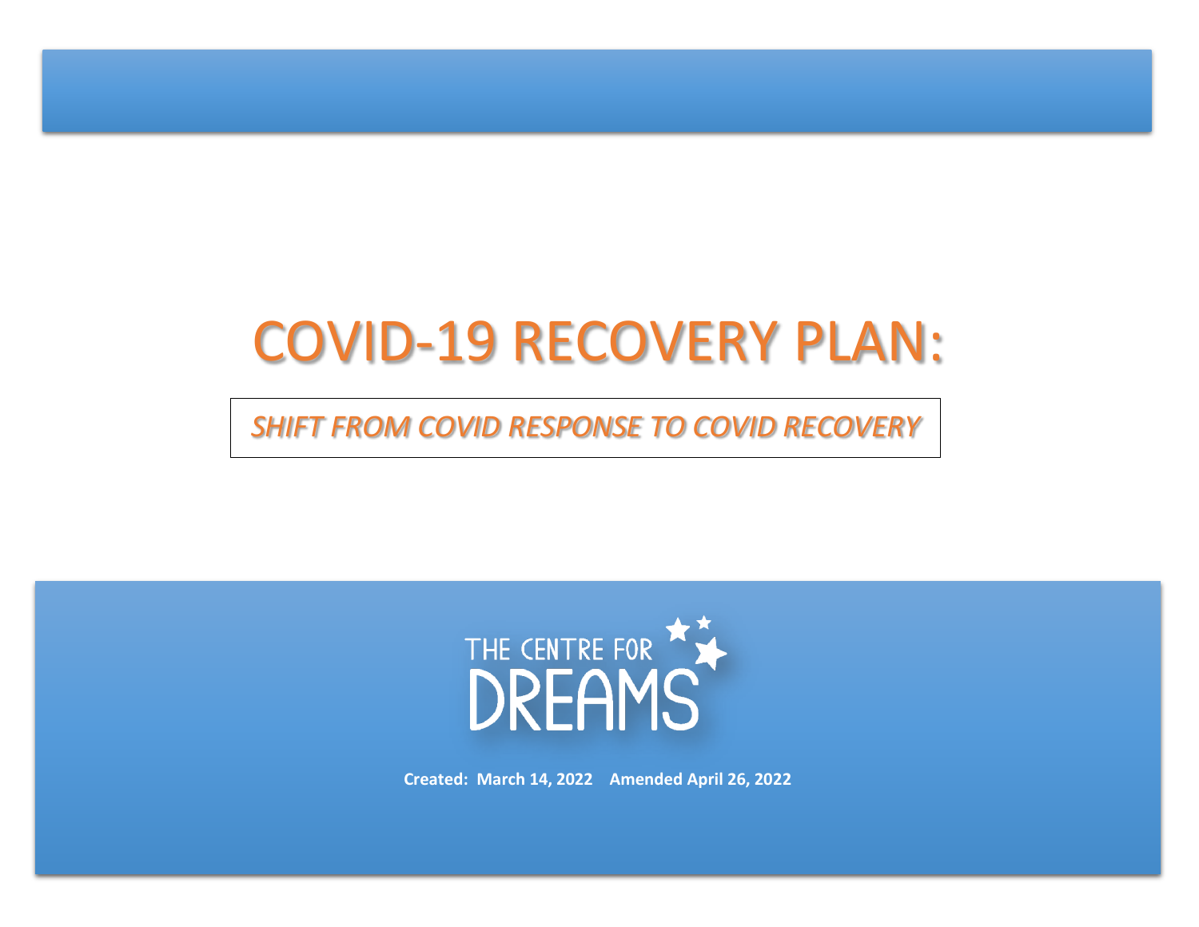# COVID-19 RECOVERY PLAN:

*SHIFT FROM COVID RESPONSE TO COVID RECOVERY*

THE CENTRE FOR DREAMS

**Created: March 14, 2022  Amended April 26, 2022**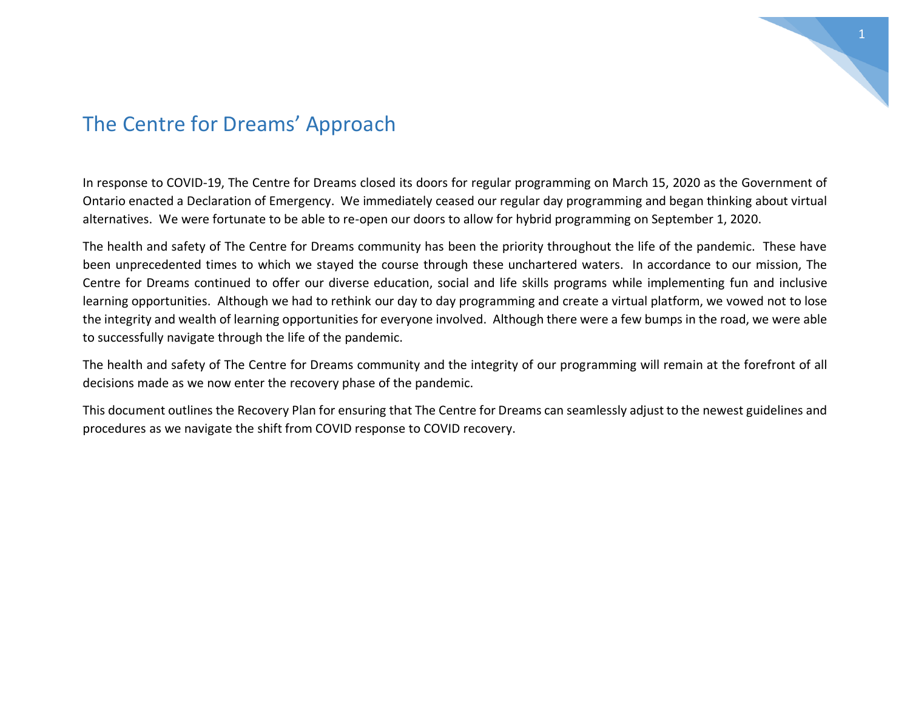# The Centre for Dreams' Approach

In response to COVID-19, The Centre for Dreams closed its doors for regular programming on March 15, 2020 as the Government of Ontario enacted a Declaration of Emergency. We immediately ceased our regular day programming and began thinking about virtual alternatives. We were fortunate to be able to re-open our doors to allow for hybrid programming on September 1, 2020.

The health and safety of The Centre for Dreams community has been the priority throughout the life of the pandemic. These have been unprecedented times to which we stayed the course through these unchartered waters. In accordance to our mission, The Centre for Dreams continued to offer our diverse education, social and life skills programs while implementing fun and inclusive learning opportunities. Although we had to rethink our day to day programming and create a virtual platform, we vowed not to lose the integrity and wealth of learning opportunities for everyone involved. Although there were a few bumps in the road, we were able to successfully navigate through the life of the pandemic.

The health and safety of The Centre for Dreams community and the integrity of our programming will remain at the forefront of all decisions made as we now enter the recovery phase of the pandemic.

This document outlines the Recovery Plan for ensuring that The Centre for Dreams can seamlessly adjust to the newest guidelines and procedures as we navigate the shift from COVID response to COVID recovery.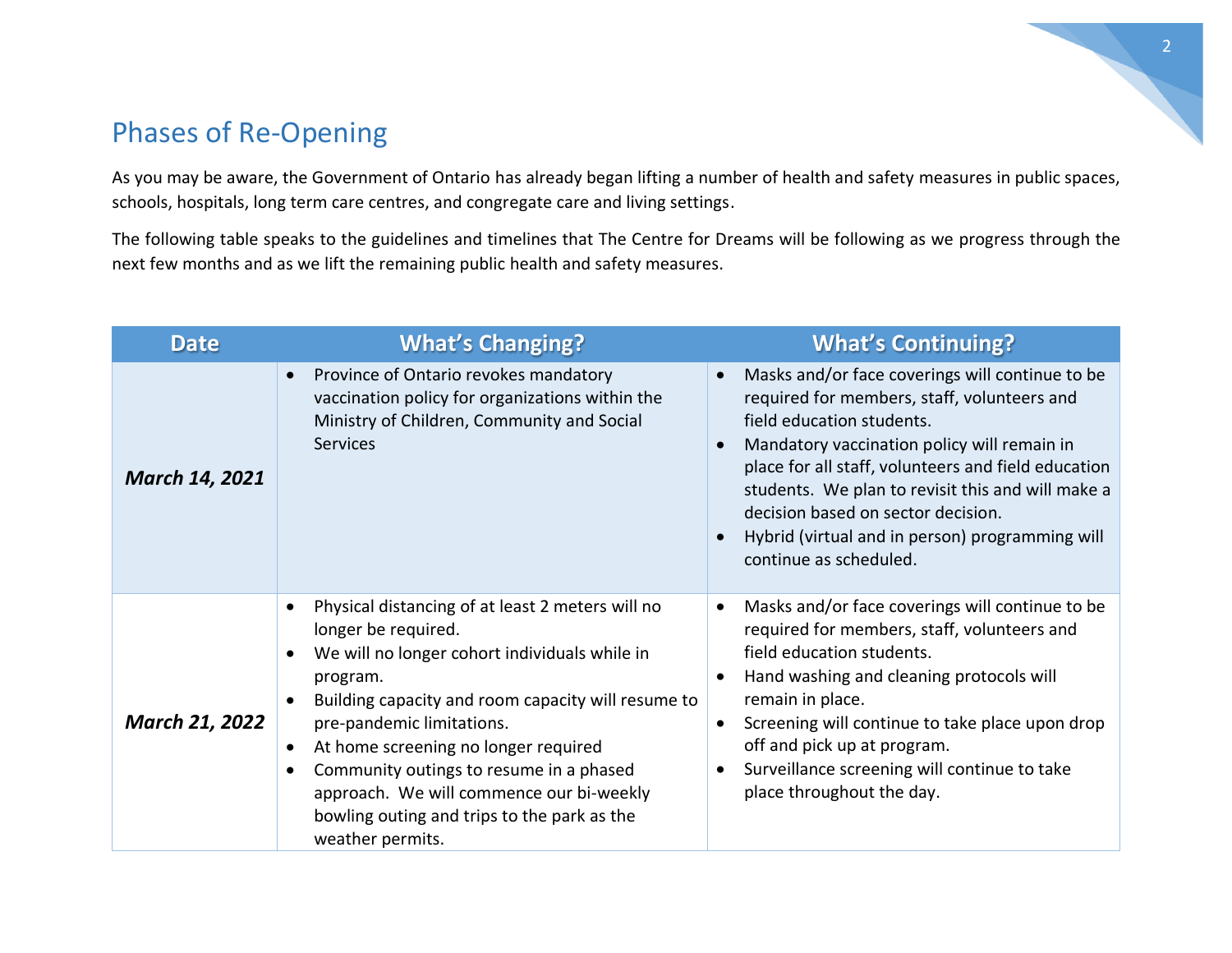## Phases of Re-Opening

As you may be aware, the Government of Ontario has already began lifting a number of health and safety measures in public spaces, schools, hospitals, long term care centres, and congregate care and living settings.

The following table speaks to the guidelines and timelines that The Centre for Dreams will be following as we progress through the next few months and as we lift the remaining public health and safety measures.

| Date | What's Changing? | What's Continuing? |
| --- | --- | --- |
| ***March 14, 2021*** | • Province of Ontario revokes mandatory vaccination policy for organizations within the Ministry of Children, Community and Social Services | • Masks and/or face coverings will continue to be required for members, staff, volunteers and field education students.<br>• Mandatory vaccination policy will remain in place for all staff, volunteers and field education students. We plan to revisit this and will make a decision based on sector decision.<br>• Hybrid (virtual and in person) programming will continue as scheduled. |
| ***March 21, 2022*** | • Physical distancing of at least 2 meters will no longer be required.<br>• We will no longer cohort individuals while in program.<br>• Building capacity and room capacity will resume to pre-pandemic limitations.<br>• At home screening no longer required<br>• Community outings to resume in a phased approach. We will commence our bi-weekly bowling outing and trips to the park as the weather permits. | • Masks and/or face coverings will continue to be required for members, staff, volunteers and field education students.<br>• Hand washing and cleaning protocols will remain in place.<br>• Screening will continue to take place upon drop off and pick up at program.<br>• Surveillance screening will continue to take place throughout the day. |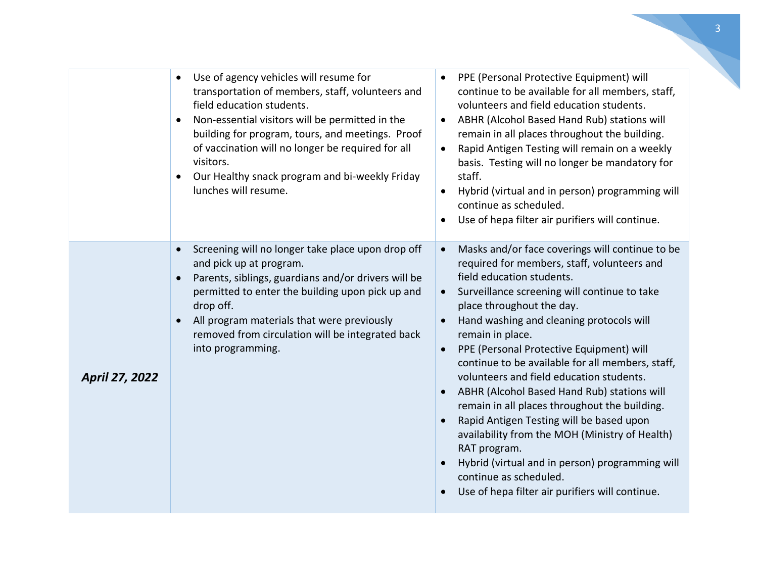| | | |
|---|---|---|
| | • Use of agency vehicles will resume for transportation of members, staff, volunteers and field education students.<br>• Non-essential visitors will be permitted in the building for program, tours, and meetings. Proof of vaccination will no longer be required for all visitors.<br>• Our Healthy snack program and bi-weekly Friday lunches will resume. | • PPE (Personal Protective Equipment) will continue to be available for all members, staff, volunteers and field education students.<br>• ABHR (Alcohol Based Hand Rub) stations will remain in all places throughout the building.<br>• Rapid Antigen Testing will remain on a weekly basis. Testing will no longer be mandatory for staff.<br>• Hybrid (virtual and in person) programming will continue as scheduled.<br>• Use of hepa filter air purifiers will continue. |
| ***April 27, 2022*** | • Screening will no longer take place upon drop off and pick up at program.<br>• Parents, siblings, guardians and/or drivers will be permitted to enter the building upon pick up and drop off.<br>• All program materials that were previously removed from circulation will be integrated back into programming. | • Masks and/or face coverings will continue to be required for members, staff, volunteers and field education students.<br>• Surveillance screening will continue to take place throughout the day.<br>• Hand washing and cleaning protocols will remain in place.<br>• PPE (Personal Protective Equipment) will continue to be available for all members, staff, volunteers and field education students.<br>• ABHR (Alcohol Based Hand Rub) stations will remain in all places throughout the building.<br>• Rapid Antigen Testing will be based upon availability from the MOH (Ministry of Health) RAT program.<br>• Hybrid (virtual and in person) programming will continue as scheduled.<br>• Use of hepa filter air purifiers will continue. |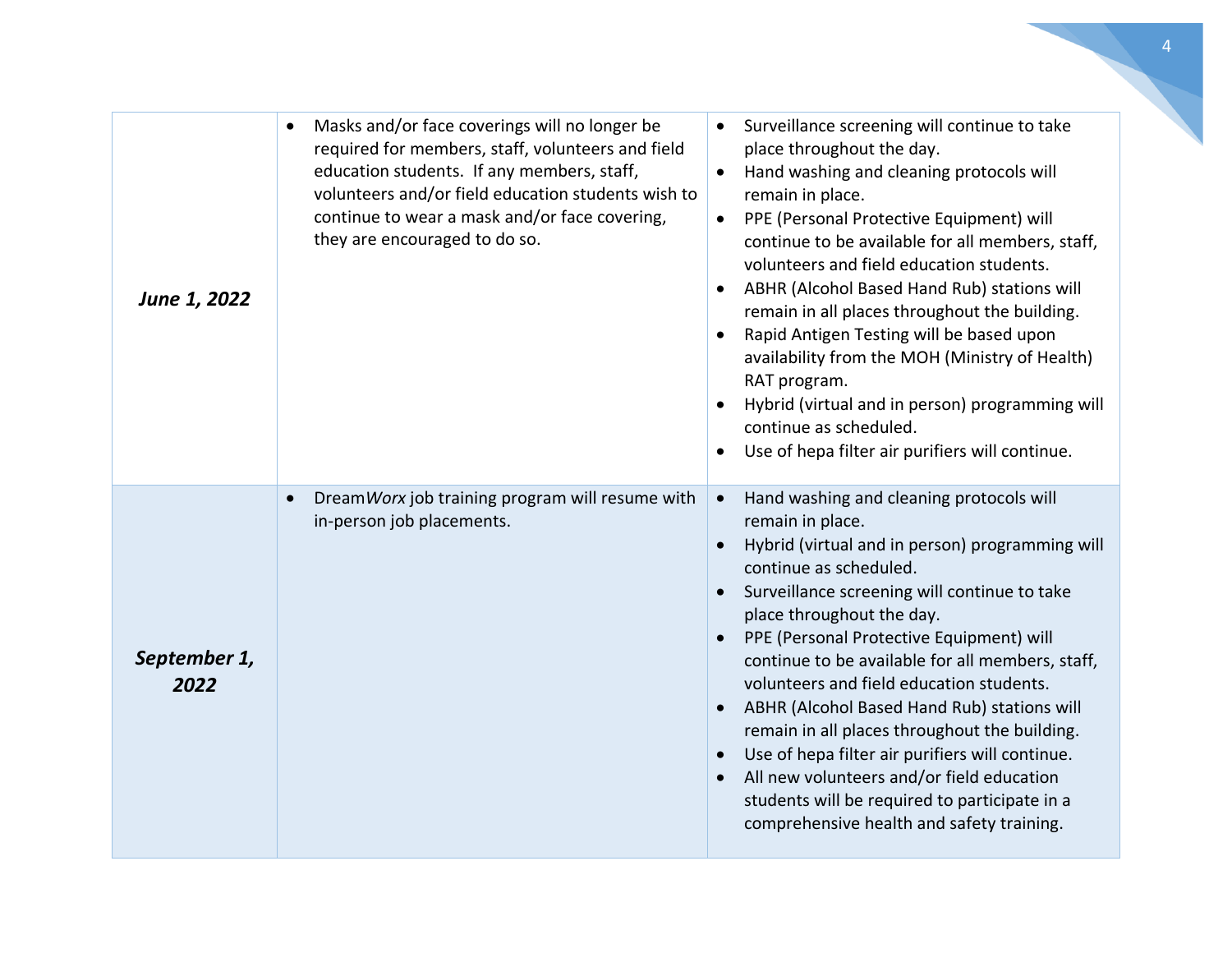| | | |
|---|---|---|
| ***June 1, 2022*** | • Masks and/or face coverings will no longer be required for members, staff, volunteers and field education students. If any members, staff, volunteers and/or field education students wish to continue to wear a mask and/or face covering, they are encouraged to do so. | • Surveillance screening will continue to take place throughout the day.<br>• Hand washing and cleaning protocols will remain in place.<br>• PPE (Personal Protective Equipment) will continue to be available for all members, staff, volunteers and field education students.<br>• ABHR (Alcohol Based Hand Rub) stations will remain in all places throughout the building.<br>• Rapid Antigen Testing will be based upon availability from the MOH (Ministry of Health) RAT program.<br>• Hybrid (virtual and in person) programming will continue as scheduled.<br>• Use of hepa filter air purifiers will continue. |
| ***September 1, 2022*** | • Dream*Worx* job training program will resume with in-person job placements. | • Hand washing and cleaning protocols will remain in place.<br>• Hybrid (virtual and in person) programming will continue as scheduled.<br>• Surveillance screening will continue to take place throughout the day.<br>• PPE (Personal Protective Equipment) will continue to be available for all members, staff, volunteers and field education students.<br>• ABHR (Alcohol Based Hand Rub) stations will remain in all places throughout the building.<br>• Use of hepa filter air purifiers will continue.<br>• All new volunteers and/or field education students will be required to participate in a comprehensive health and safety training. |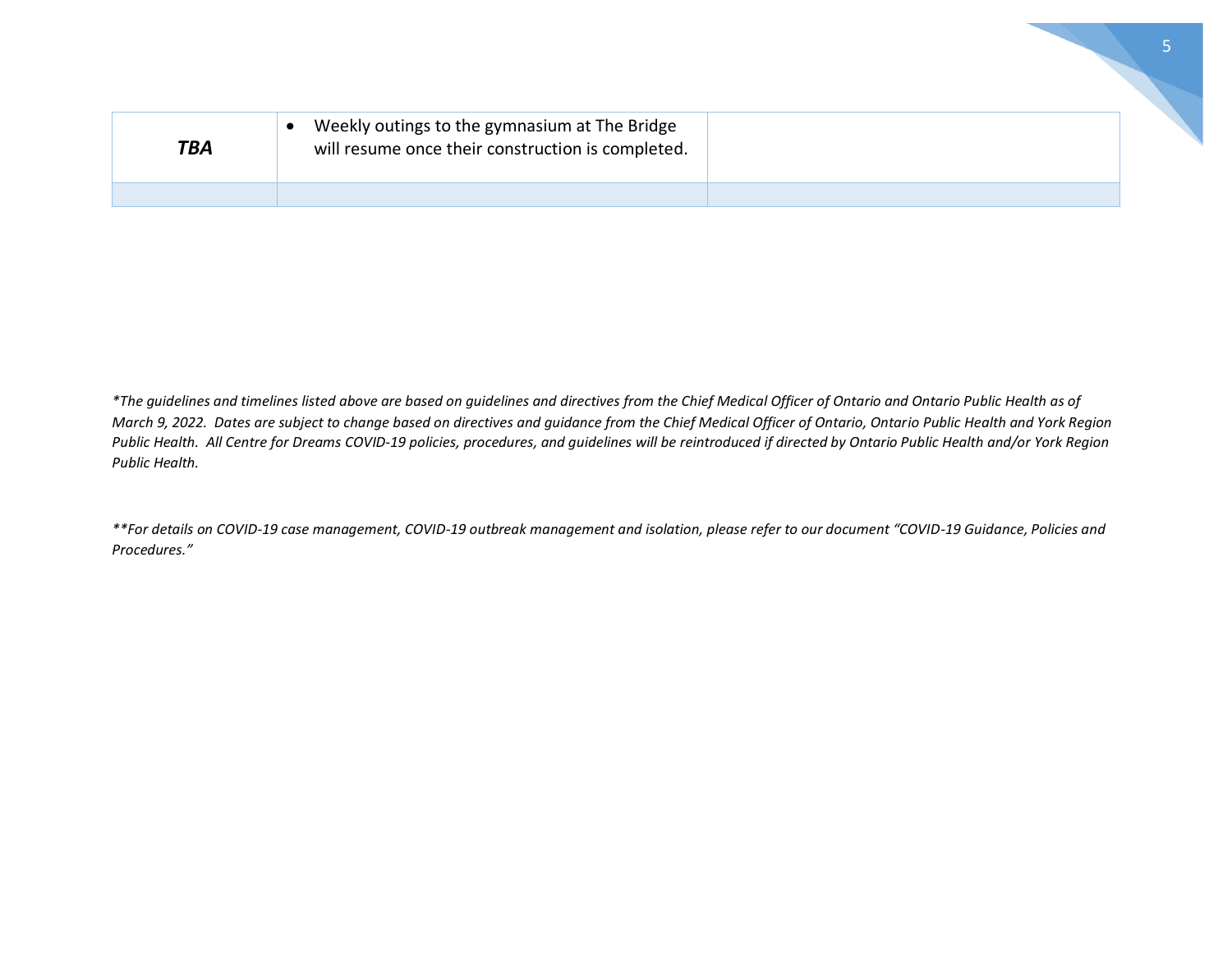| | | |
|---|---|---|
| ***TBA*** | • Weekly outings to the gymnasium at The Bridge will resume once their construction is completed. | |
| | | |

*\*The guidelines and timelines listed above are based on guidelines and directives from the Chief Medical Officer of Ontario and Ontario Public Health as of March 9, 2022. Dates are subject to change based on directives and guidance from the Chief Medical Officer of Ontario, Ontario Public Health and York Region Public Health. All Centre for Dreams COVID-19 policies, procedures, and guidelines will be reintroduced if directed by Ontario Public Health and/or York Region Public Health.*

*\*\*For details on COVID-19 case management, COVID-19 outbreak management and isolation, please refer to our document "COVID-19 Guidance, Policies and Procedures."*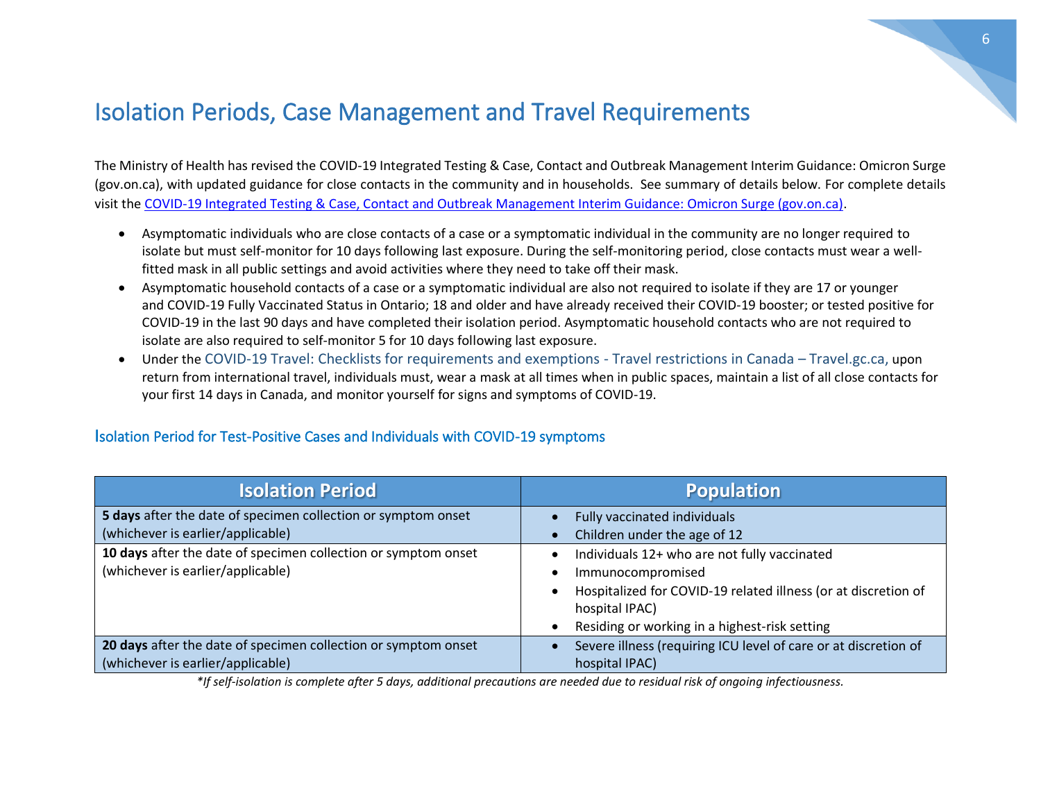# Isolation Periods, Case Management and Travel Requirements

The Ministry of Health has revised the COVID-19 Integrated Testing & Case, Contact and Outbreak Management Interim Guidance: Omicron Surge (gov.on.ca), with updated guidance for close contacts in the community and in households. See summary of details below. For complete details visit the [COVID-19 Integrated Testing & Case, Contact and Outbreak Management Interim Guidance: Omicron Surge (gov.on.ca)](COVID-19 Integrated Testing & Case, Contact and Outbreak Management Interim Guidance: Omicron Surge (gov.on.ca)).

- Asymptomatic individuals who are close contacts of a case or a symptomatic individual in the community are no longer required to isolate but must self-monitor for 10 days following last exposure. During the self-monitoring period, close contacts must wear a well-fitted mask in all public settings and avoid activities where they need to take off their mask.
- Asymptomatic household contacts of a case or a symptomatic individual are also not required to isolate if they are 17 or younger and COVID-19 Fully Vaccinated Status in Ontario; 18 and older and have already received their COVID-19 booster; or tested positive for COVID-19 in the last 90 days and have completed their isolation period. Asymptomatic household contacts who are not required to isolate are also required to self-monitor 5 for 10 days following last exposure.
- Under the COVID-19 Travel: Checklists for requirements and exemptions - Travel restrictions in Canada – Travel.gc.ca, upon return from international travel, individuals must, wear a mask at all times when in public spaces, maintain a list of all close contacts for your first 14 days in Canada, and monitor yourself for signs and symptoms of COVID-19.

### Isolation Period for Test-Positive Cases and Individuals with COVID-19 symptoms

| Isolation Period | Population |
|---|---|
| **5 days** after the date of specimen collection or symptom onset (whichever is earlier/applicable) | • Fully vaccinated individuals<br>• Children under the age of 12 |
| **10 days** after the date of specimen collection or symptom onset (whichever is earlier/applicable) | • Individuals 12+ who are not fully vaccinated<br>• Immunocompromised<br>• Hospitalized for COVID-19 related illness (or at discretion of hospital IPAC)<br>• Residing or working in a highest-risk setting |
| **20 days** after the date of specimen collection or symptom onset (whichever is earlier/applicable) | • Severe illness (requiring ICU level of care or at discretion of hospital IPAC) |

*\*If self-isolation is complete after 5 days, additional precautions are needed due to residual risk of ongoing infectiousness.*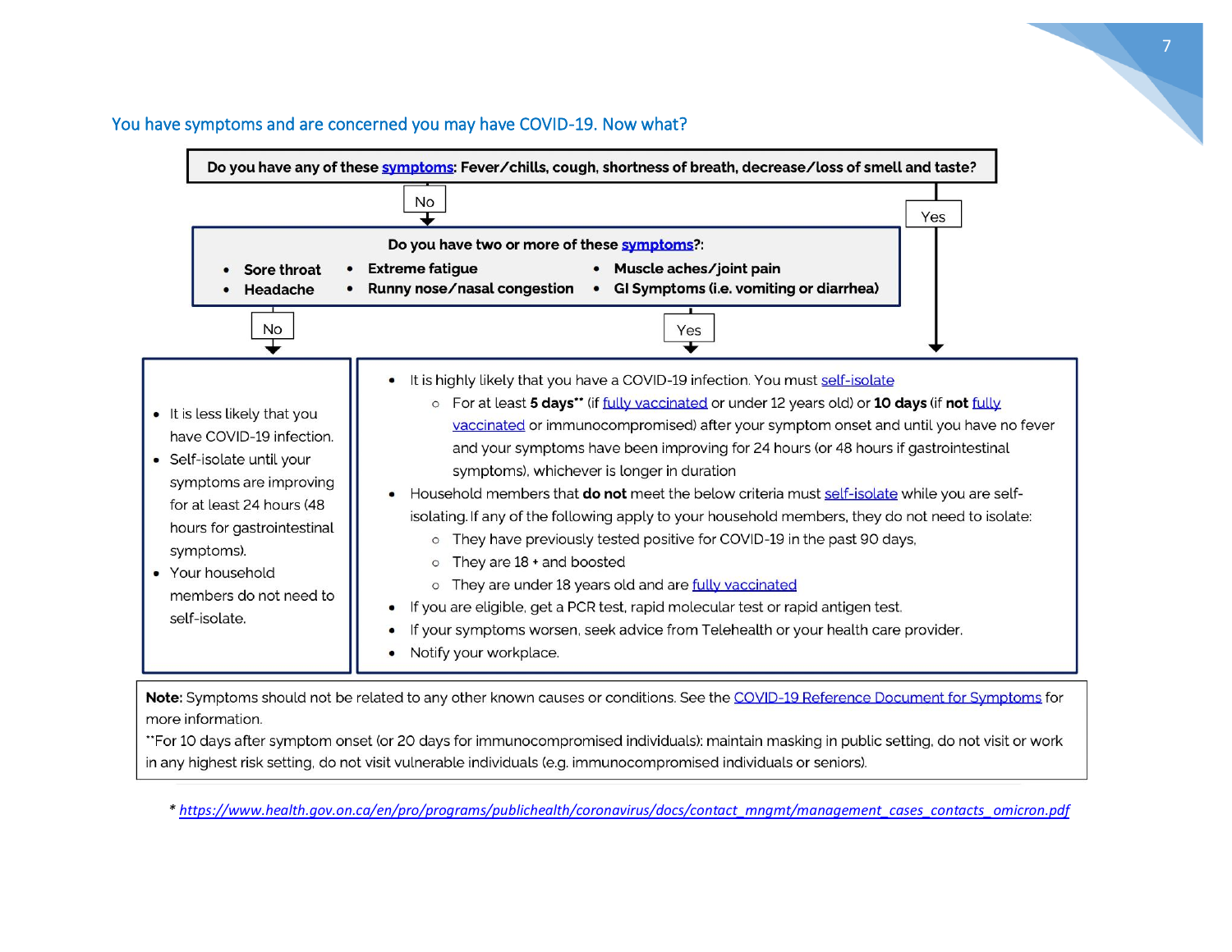## You have symptoms and are concerned you may have COVID-19. Now what?

**Do you have any of these symptoms: Fever/chills, cough, shortness of breath, decrease/loss of smell and taste?**

- **Yes** → go to "It is highly likely that you have a COVID-19 infection" (below)
- **No** → go to next question

**Do you have two or more of these symptoms?:**

- **Sore throat**
- **Headache**
- **Extreme fatigue**
- **Runny nose/nasal congestion**
- **Muscle aches/joint pain**
- **GI Symptoms (i.e. vomiting or diarrhea)**

**No:**

- It is less likely that you have COVID-19 infection.
- Self-isolate until your symptoms are improving for at least 24 hours (48 hours for gastrointestinal symptoms).
- Your household members do not need to self-isolate.

**Yes:**

- It is highly likely that you have a COVID-19 infection. You must self-isolate
  - For at least **5 days**** (if fully vaccinated or under 12 years old) or **10 days** (if **not** fully vaccinated or immunocompromised) after your symptom onset and until you have no fever and your symptoms have been improving for 24 hours (or 48 hours if gastrointestinal symptoms), whichever is longer in duration
- Household members that **do not** meet the below criteria must self-isolate while you are self-isolating. If any of the following apply to your household members, they do not need to isolate:
  - They have previously tested positive for COVID-19 in the past 90 days,
  - They are 18 + and boosted
  - They are under 18 years old and are fully vaccinated
- If you are eligible, get a PCR test, rapid molecular test or rapid antigen test.
- If your symptoms worsen, seek advice from Telehealth or your health care provider.
- Notify your workplace.

**Note:** Symptoms should not be related to any other known causes or conditions. See the COVID-19 Reference Document for Symptoms for more information.

**For 10 days after symptom onset (or 20 days for immunocompromised individuals): maintain masking in public setting, do not visit or work in any highest risk setting, do not visit vulnerable individuals (e.g. immunocompromised individuals or seniors).

* *https://www.health.gov.on.ca/en/pro/programs/publichealth/coronavirus/docs/contact_mngmt/management_cases_contacts_omicron.pdf*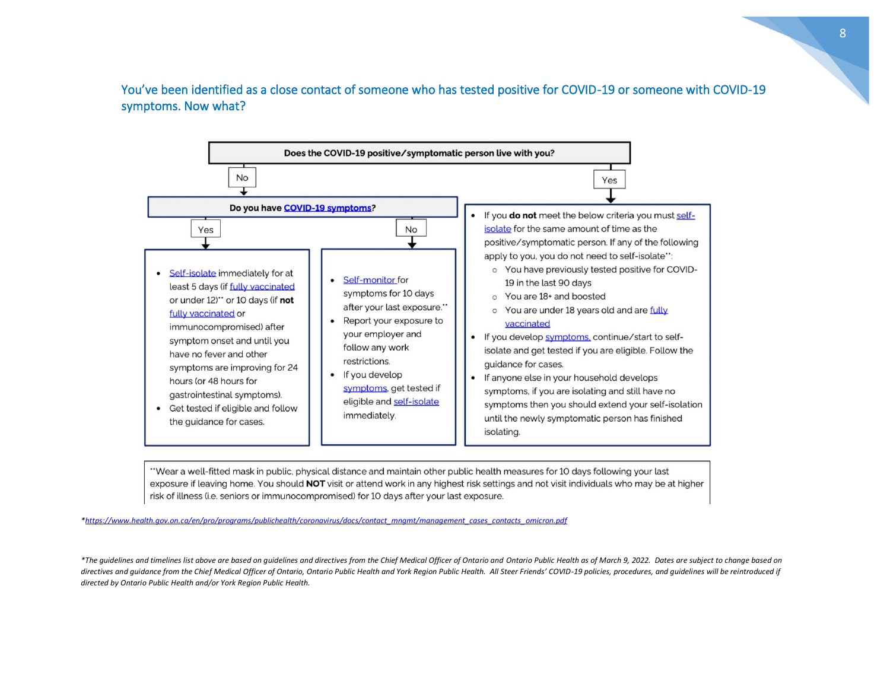## You've been identified as a close contact of someone who has tested positive for COVID-19 or someone with COVID-19 symptoms. Now what?

**Does the COVID-19 positive/symptomatic person live with you?**

**No**

**Do you have COVID-19 symptoms?**

**Yes**

- Self-isolate immediately for at least 5 days (if fully vaccinated or under 12)** or 10 days (if **not** fully vaccinated or immunocompromised) after symptom onset and until you have no fever and other symptoms are improving for 24 hours (or 48 hours for gastrointestinal symptoms).
- Get tested if eligible and follow the guidance for cases.

**No**

- Self-monitor for symptoms for 10 days after your last exposure.**
- Report your exposure to your employer and follow any work restrictions.
- If you develop symptoms, get tested if eligible and self-isolate immediately.

**Yes**

- If you **do not** meet the below criteria you must self-isolate for the same amount of time as the positive/symptomatic person. If any of the following apply to you, you do not need to self-isolate**:
  - You have previously tested positive for COVID-19 in the last 90 days
  - You are 18+ and boosted
  - You are under 18 years old and are fully vaccinated
- If you develop symptoms, continue/start to self-isolate and get tested if you are eligible. Follow the guidance for cases.
- If anyone else in your household develops symptoms, if you are isolating and still have no symptoms then you should extend your self-isolation until the newly symptomatic person has finished isolating.

**Wear a well-fitted mask in public, physical distance and maintain other public health measures for 10 days following your last exposure if leaving home. You should **NOT** visit or attend work in any highest risk settings and not visit individuals who may be at higher risk of illness (i.e. seniors or immunocompromised) for 10 days after your last exposure.

*https://www.health.gov.on.ca/en/pro/programs/publichealth/coronavirus/docs/contact_mngmt/management_cases_contacts_omicron.pdf

*The guidelines and timelines list above are based on guidelines and directives from the Chief Medical Officer of Ontario and Ontario Public Health as of March 9, 2022. Dates are subject to change based on directives and guidance from the Chief Medical Officer of Ontario, Ontario Public Health and York Region Public Health. All Steer Friends' COVID-19 policies, procedures, and guidelines will be reintroduced if directed by Ontario Public Health and/or York Region Public Health.*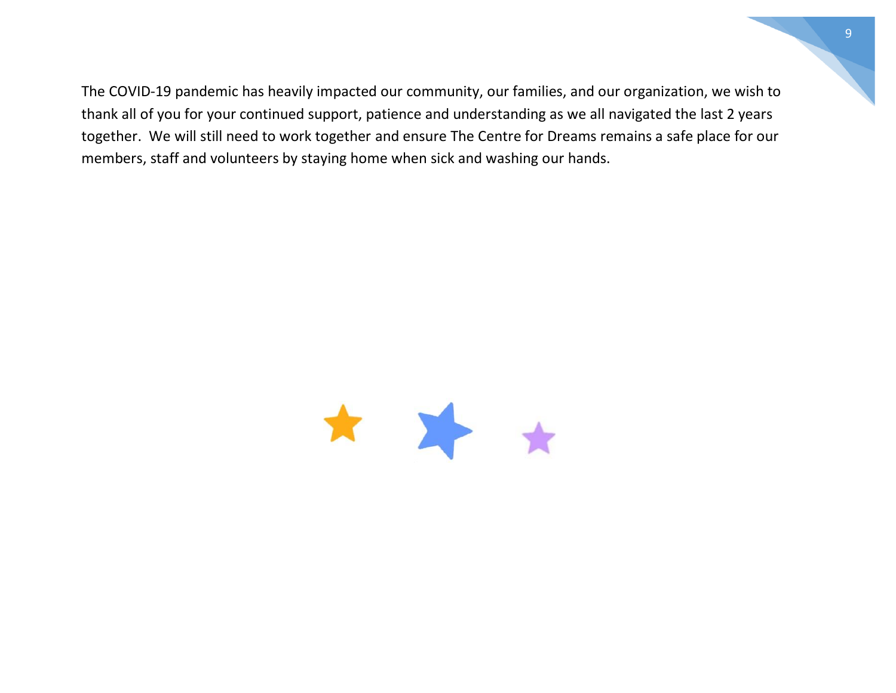The COVID-19 pandemic has heavily impacted our community, our families, and our organization, we wish to thank all of you for your continued support, patience and understanding as we all navigated the last 2 years together. We will still need to work together and ensure The Centre for Dreams remains a safe place for our members, staff and volunteers by staying home when sick and washing our hands.